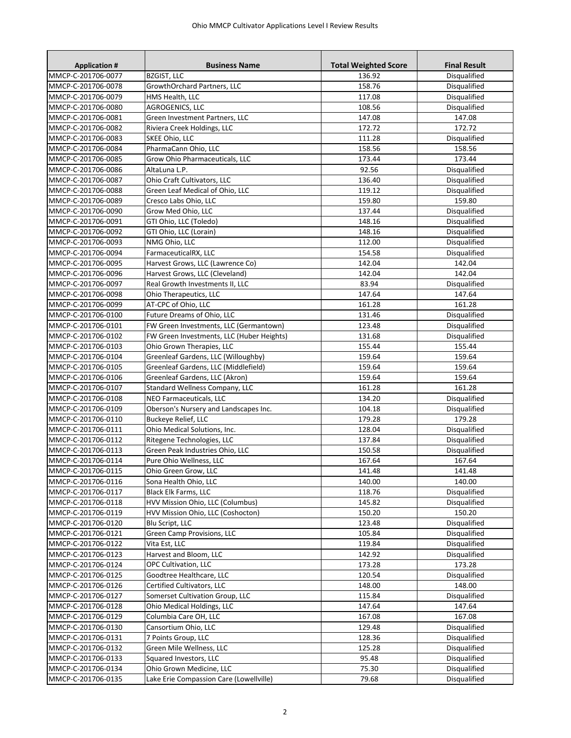# Ohio MMCP Cultivator Applications Level I Review Results

| Application # | Business Name | Total Weighted Score | Final Result |
|---|---|---|---|
| MMCP-C-201706-0077 | BZGIST, LLC | 136.92 | Disqualified |
| MMCP-C-201706-0078 | GrowthOrchard Partners, LLC | 158.76 | Disqualified |
| MMCP-C-201706-0079 | HMS Health, LLC | 117.08 | Disqualified |
| MMCP-C-201706-0080 | AGROGENICS, LLC | 108.56 | Disqualified |
| MMCP-C-201706-0081 | Green Investment Partners, LLC | 147.08 | 147.08 |
| MMCP-C-201706-0082 | Riviera Creek Holdings, LLC | 172.72 | 172.72 |
| MMCP-C-201706-0083 | SKEE Ohio, LLC | 111.28 | Disqualified |
| MMCP-C-201706-0084 | PharmaCann Ohio, LLC | 158.56 | 158.56 |
| MMCP-C-201706-0085 | Grow Ohio Pharmaceuticals, LLC | 173.44 | 173.44 |
| MMCP-C-201706-0086 | AltaLuna L.P. | 92.56 | Disqualified |
| MMCP-C-201706-0087 | Ohio Craft Cultivators, LLC | 136.40 | Disqualified |
| MMCP-C-201706-0088 | Green Leaf Medical of Ohio, LLC | 119.12 | Disqualified |
| MMCP-C-201706-0089 | Cresco Labs Ohio, LLC | 159.80 | 159.80 |
| MMCP-C-201706-0090 | Grow Med Ohio, LLC | 137.44 | Disqualified |
| MMCP-C-201706-0091 | GTI Ohio, LLC (Toledo) | 148.16 | Disqualified |
| MMCP-C-201706-0092 | GTI Ohio, LLC (Lorain) | 148.16 | Disqualified |
| MMCP-C-201706-0093 | NMG Ohio, LLC | 112.00 | Disqualified |
| MMCP-C-201706-0094 | FarmaceuticalRX, LLC | 154.58 | Disqualified |
| MMCP-C-201706-0095 | Harvest Grows, LLC (Lawrence Co) | 142.04 | 142.04 |
| MMCP-C-201706-0096 | Harvest Grows, LLC (Cleveland) | 142.04 | 142.04 |
| MMCP-C-201706-0097 | Real Growth Investments II, LLC | 83.94 | Disqualified |
| MMCP-C-201706-0098 | Ohio Therapeutics, LLC | 147.64 | 147.64 |
| MMCP-C-201706-0099 | AT-CPC of Ohio, LLC | 161.28 | 161.28 |
| MMCP-C-201706-0100 | Future Dreams of Ohio, LLC | 131.46 | Disqualified |
| MMCP-C-201706-0101 | FW Green Investments, LLC (Germantown) | 123.48 | Disqualified |
| MMCP-C-201706-0102 | FW Green Investments, LLC (Huber Heights) | 131.68 | Disqualified |
| MMCP-C-201706-0103 | Ohio Grown Therapies, LLC | 155.44 | 155.44 |
| MMCP-C-201706-0104 | Greenleaf Gardens, LLC (Willoughby) | 159.64 | 159.64 |
| MMCP-C-201706-0105 | Greenleaf Gardens, LLC (Middlefield) | 159.64 | 159.64 |
| MMCP-C-201706-0106 | Greenleaf Gardens, LLC (Akron) | 159.64 | 159.64 |
| MMCP-C-201706-0107 | Standard Wellness Company, LLC | 161.28 | 161.28 |
| MMCP-C-201706-0108 | NEO Farmaceuticals, LLC | 134.20 | Disqualified |
| MMCP-C-201706-0109 | Oberson's Nursery and Landscapes Inc. | 104.18 | Disqualified |
| MMCP-C-201706-0110 | Buckeye Relief, LLC | 179.28 | 179.28 |
| MMCP-C-201706-0111 | Ohio Medical Solutions, Inc. | 128.04 | Disqualified |
| MMCP-C-201706-0112 | Ritegene Technologies, LLC | 137.84 | Disqualified |
| MMCP-C-201706-0113 | Green Peak Industries Ohio, LLC | 150.58 | Disqualified |
| MMCP-C-201706-0114 | Pure Ohio Wellness, LLC | 167.64 | 167.64 |
| MMCP-C-201706-0115 | Ohio Green Grow, LLC | 141.48 | 141.48 |
| MMCP-C-201706-0116 | Sona Health Ohio, LLC | 140.00 | 140.00 |
| MMCP-C-201706-0117 | Black Elk Farms, LLC | 118.76 | Disqualified |
| MMCP-C-201706-0118 | HVV Mission Ohio, LLC (Columbus) | 145.82 | Disqualified |
| MMCP-C-201706-0119 | HVV Mission Ohio, LLC (Coshocton) | 150.20 | 150.20 |
| MMCP-C-201706-0120 | Blu Script, LLC | 123.48 | Disqualified |
| MMCP-C-201706-0121 | Green Camp Provisions, LLC | 105.84 | Disqualified |
| MMCP-C-201706-0122 | Vita Est, LLC | 119.84 | Disqualified |
| MMCP-C-201706-0123 | Harvest and Bloom, LLC | 142.92 | Disqualified |
| MMCP-C-201706-0124 | OPC Cultivation, LLC | 173.28 | 173.28 |
| MMCP-C-201706-0125 | Goodtree Healthcare, LLC | 120.54 | Disqualified |
| MMCP-C-201706-0126 | Certified Cultivators, LLC | 148.00 | 148.00 |
| MMCP-C-201706-0127 | Somerset Cultivation Group, LLC | 115.84 | Disqualified |
| MMCP-C-201706-0128 | Ohio Medical Holdings, LLC | 147.64 | 147.64 |
| MMCP-C-201706-0129 | Columbia Care OH, LLC | 167.08 | 167.08 |
| MMCP-C-201706-0130 | Cansortium Ohio, LLC | 129.48 | Disqualified |
| MMCP-C-201706-0131 | 7 Points Group, LLC | 128.36 | Disqualified |
| MMCP-C-201706-0132 | Green Mile Wellness, LLC | 125.28 | Disqualified |
| MMCP-C-201706-0133 | Squared Investors, LLC | 95.48 | Disqualified |
| MMCP-C-201706-0134 | Ohio Grown Medicine, LLC | 75.30 | Disqualified |
| MMCP-C-201706-0135 | Lake Erie Compassion Care (Lowellville) | 79.68 | Disqualified |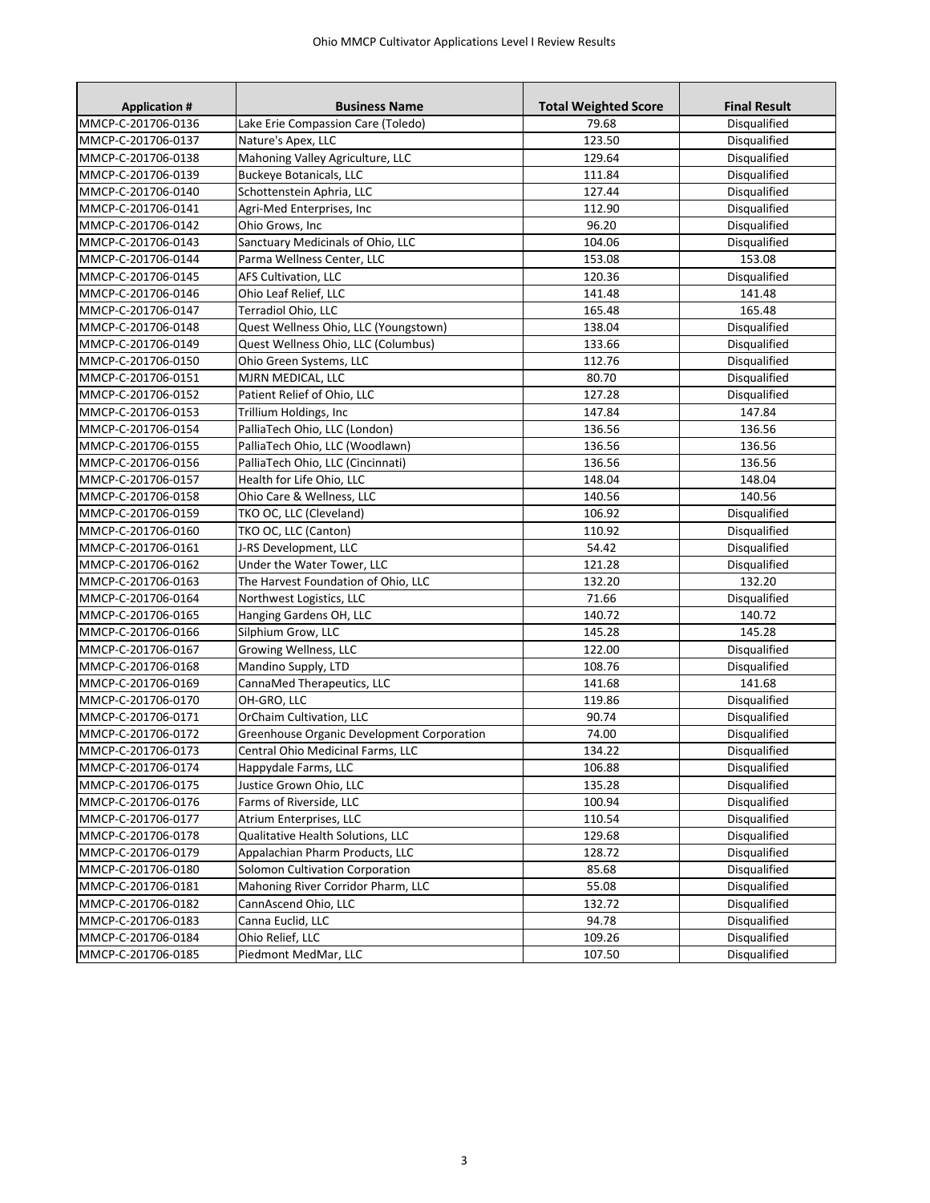| Application # | Business Name | Total Weighted Score | Final Result |
|---|---|---|---|
| MMCP-C-201706-0136 | Lake Erie Compassion Care (Toledo) | 79.68 | Disqualified |
| MMCP-C-201706-0137 | Nature's Apex, LLC | 123.50 | Disqualified |
| MMCP-C-201706-0138 | Mahoning Valley Agriculture, LLC | 129.64 | Disqualified |
| MMCP-C-201706-0139 | Buckeye Botanicals, LLC | 111.84 | Disqualified |
| MMCP-C-201706-0140 | Schottenstein Aphria, LLC | 127.44 | Disqualified |
| MMCP-C-201706-0141 | Agri-Med Enterprises, Inc | 112.90 | Disqualified |
| MMCP-C-201706-0142 | Ohio Grows, Inc | 96.20 | Disqualified |
| MMCP-C-201706-0143 | Sanctuary Medicinals of Ohio, LLC | 104.06 | Disqualified |
| MMCP-C-201706-0144 | Parma Wellness Center, LLC | 153.08 | 153.08 |
| MMCP-C-201706-0145 | AFS Cultivation, LLC | 120.36 | Disqualified |
| MMCP-C-201706-0146 | Ohio Leaf Relief, LLC | 141.48 | 141.48 |
| MMCP-C-201706-0147 | Terradiol Ohio, LLC | 165.48 | 165.48 |
| MMCP-C-201706-0148 | Quest Wellness Ohio, LLC (Youngstown) | 138.04 | Disqualified |
| MMCP-C-201706-0149 | Quest Wellness Ohio, LLC (Columbus) | 133.66 | Disqualified |
| MMCP-C-201706-0150 | Ohio Green Systems, LLC | 112.76 | Disqualified |
| MMCP-C-201706-0151 | MJRN MEDICAL, LLC | 80.70 | Disqualified |
| MMCP-C-201706-0152 | Patient Relief of Ohio, LLC | 127.28 | Disqualified |
| MMCP-C-201706-0153 | Trillium Holdings, Inc | 147.84 | 147.84 |
| MMCP-C-201706-0154 | PalliaTech Ohio, LLC (London) | 136.56 | 136.56 |
| MMCP-C-201706-0155 | PalliaTech Ohio, LLC (Woodlawn) | 136.56 | 136.56 |
| MMCP-C-201706-0156 | PalliaTech Ohio, LLC (Cincinnati) | 136.56 | 136.56 |
| MMCP-C-201706-0157 | Health for Life Ohio, LLC | 148.04 | 148.04 |
| MMCP-C-201706-0158 | Ohio Care & Wellness, LLC | 140.56 | 140.56 |
| MMCP-C-201706-0159 | TKO OC, LLC (Cleveland) | 106.92 | Disqualified |
| MMCP-C-201706-0160 | TKO OC, LLC (Canton) | 110.92 | Disqualified |
| MMCP-C-201706-0161 | J-RS Development, LLC | 54.42 | Disqualified |
| MMCP-C-201706-0162 | Under the Water Tower, LLC | 121.28 | Disqualified |
| MMCP-C-201706-0163 | The Harvest Foundation of Ohio, LLC | 132.20 | 132.20 |
| MMCP-C-201706-0164 | Northwest Logistics, LLC | 71.66 | Disqualified |
| MMCP-C-201706-0165 | Hanging Gardens OH, LLC | 140.72 | 140.72 |
| MMCP-C-201706-0166 | Silphium Grow, LLC | 145.28 | 145.28 |
| MMCP-C-201706-0167 | Growing Wellness, LLC | 122.00 | Disqualified |
| MMCP-C-201706-0168 | Mandino Supply, LTD | 108.76 | Disqualified |
| MMCP-C-201706-0169 | CannaMed Therapeutics, LLC | 141.68 | 141.68 |
| MMCP-C-201706-0170 | OH-GRO, LLC | 119.86 | Disqualified |
| MMCP-C-201706-0171 | OrChaim Cultivation, LLC | 90.74 | Disqualified |
| MMCP-C-201706-0172 | Greenhouse Organic Development Corporation | 74.00 | Disqualified |
| MMCP-C-201706-0173 | Central Ohio Medicinal Farms, LLC | 134.22 | Disqualified |
| MMCP-C-201706-0174 | Happydale Farms, LLC | 106.88 | Disqualified |
| MMCP-C-201706-0175 | Justice Grown Ohio, LLC | 135.28 | Disqualified |
| MMCP-C-201706-0176 | Farms of Riverside, LLC | 100.94 | Disqualified |
| MMCP-C-201706-0177 | Atrium Enterprises, LLC | 110.54 | Disqualified |
| MMCP-C-201706-0178 | Qualitative Health Solutions, LLC | 129.68 | Disqualified |
| MMCP-C-201706-0179 | Appalachian Pharm Products, LLC | 128.72 | Disqualified |
| MMCP-C-201706-0180 | Solomon Cultivation Corporation | 85.68 | Disqualified |
| MMCP-C-201706-0181 | Mahoning River Corridor Pharm, LLC | 55.08 | Disqualified |
| MMCP-C-201706-0182 | CannAscend Ohio, LLC | 132.72 | Disqualified |
| MMCP-C-201706-0183 | Canna Euclid, LLC | 94.78 | Disqualified |
| MMCP-C-201706-0184 | Ohio Relief, LLC | 109.26 | Disqualified |
| MMCP-C-201706-0185 | Piedmont MedMar, LLC | 107.50 | Disqualified |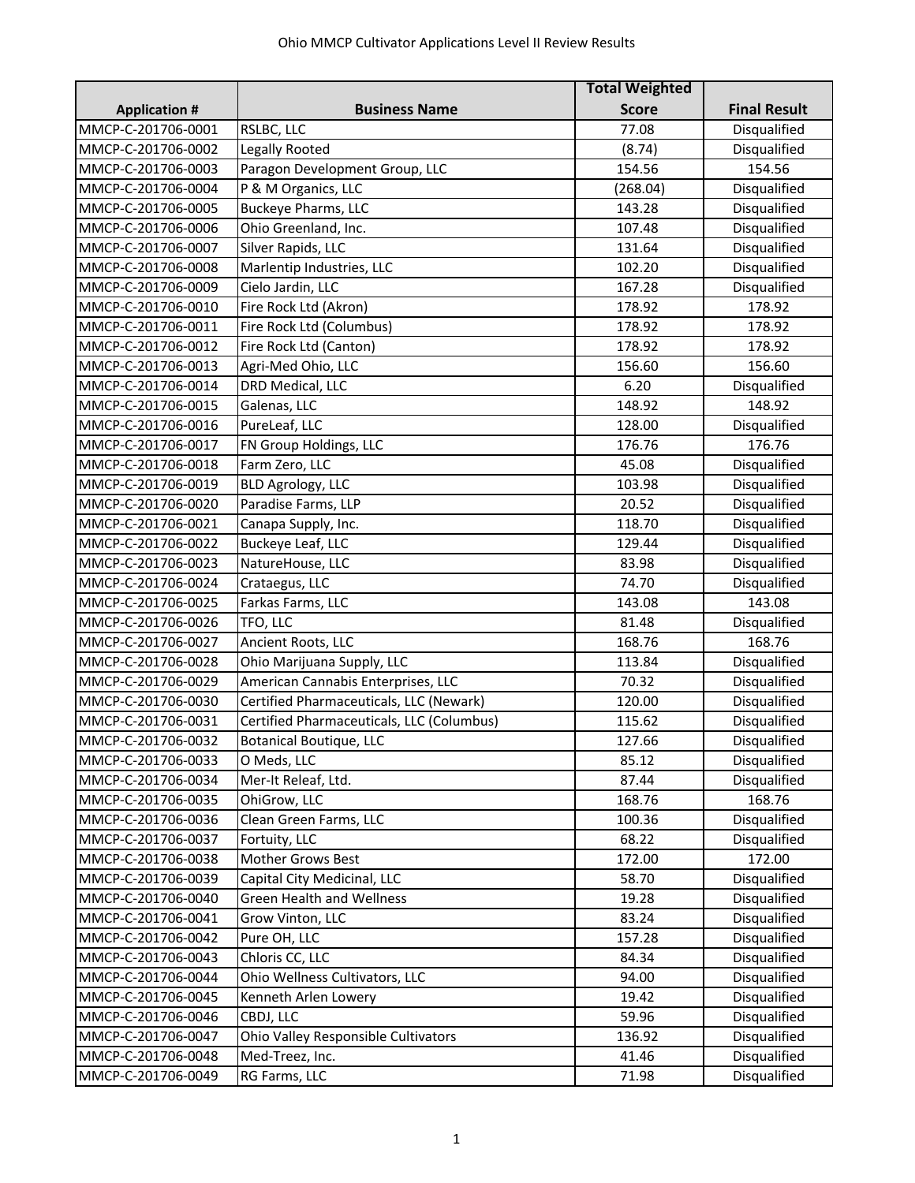# Ohio MMCP Cultivator Applications Level II Review Results

| Application # | Business Name | Total Weighted Score | Final Result |
|---|---|---|---|
| MMCP-C-201706-0001 | RSLBC, LLC | 77.08 | Disqualified |
| MMCP-C-201706-0002 | Legally Rooted | (8.74) | Disqualified |
| MMCP-C-201706-0003 | Paragon Development Group, LLC | 154.56 | 154.56 |
| MMCP-C-201706-0004 | P & M Organics, LLC | (268.04) | Disqualified |
| MMCP-C-201706-0005 | Buckeye Pharms, LLC | 143.28 | Disqualified |
| MMCP-C-201706-0006 | Ohio Greenland, Inc. | 107.48 | Disqualified |
| MMCP-C-201706-0007 | Silver Rapids, LLC | 131.64 | Disqualified |
| MMCP-C-201706-0008 | Marlentip Industries, LLC | 102.20 | Disqualified |
| MMCP-C-201706-0009 | Cielo Jardin, LLC | 167.28 | Disqualified |
| MMCP-C-201706-0010 | Fire Rock Ltd (Akron) | 178.92 | 178.92 |
| MMCP-C-201706-0011 | Fire Rock Ltd (Columbus) | 178.92 | 178.92 |
| MMCP-C-201706-0012 | Fire Rock Ltd (Canton) | 178.92 | 178.92 |
| MMCP-C-201706-0013 | Agri-Med Ohio, LLC | 156.60 | 156.60 |
| MMCP-C-201706-0014 | DRD Medical, LLC | 6.20 | Disqualified |
| MMCP-C-201706-0015 | Galenas, LLC | 148.92 | 148.92 |
| MMCP-C-201706-0016 | PureLeaf, LLC | 128.00 | Disqualified |
| MMCP-C-201706-0017 | FN Group Holdings, LLC | 176.76 | 176.76 |
| MMCP-C-201706-0018 | Farm Zero, LLC | 45.08 | Disqualified |
| MMCP-C-201706-0019 | BLD Agrology, LLC | 103.98 | Disqualified |
| MMCP-C-201706-0020 | Paradise Farms, LLP | 20.52 | Disqualified |
| MMCP-C-201706-0021 | Canapa Supply, Inc. | 118.70 | Disqualified |
| MMCP-C-201706-0022 | Buckeye Leaf, LLC | 129.44 | Disqualified |
| MMCP-C-201706-0023 | NatureHouse, LLC | 83.98 | Disqualified |
| MMCP-C-201706-0024 | Crataegus, LLC | 74.70 | Disqualified |
| MMCP-C-201706-0025 | Farkas Farms, LLC | 143.08 | 143.08 |
| MMCP-C-201706-0026 | TFO, LLC | 81.48 | Disqualified |
| MMCP-C-201706-0027 | Ancient Roots, LLC | 168.76 | 168.76 |
| MMCP-C-201706-0028 | Ohio Marijuana Supply, LLC | 113.84 | Disqualified |
| MMCP-C-201706-0029 | American Cannabis Enterprises, LLC | 70.32 | Disqualified |
| MMCP-C-201706-0030 | Certified Pharmaceuticals, LLC (Newark) | 120.00 | Disqualified |
| MMCP-C-201706-0031 | Certified Pharmaceuticals, LLC (Columbus) | 115.62 | Disqualified |
| MMCP-C-201706-0032 | Botanical Boutique, LLC | 127.66 | Disqualified |
| MMCP-C-201706-0033 | O Meds, LLC | 85.12 | Disqualified |
| MMCP-C-201706-0034 | Mer-It Releaf, Ltd. | 87.44 | Disqualified |
| MMCP-C-201706-0035 | OhiGrow, LLC | 168.76 | 168.76 |
| MMCP-C-201706-0036 | Clean Green Farms, LLC | 100.36 | Disqualified |
| MMCP-C-201706-0037 | Fortuity, LLC | 68.22 | Disqualified |
| MMCP-C-201706-0038 | Mother Grows Best | 172.00 | 172.00 |
| MMCP-C-201706-0039 | Capital City Medicinal, LLC | 58.70 | Disqualified |
| MMCP-C-201706-0040 | Green Health and Wellness | 19.28 | Disqualified |
| MMCP-C-201706-0041 | Grow Vinton, LLC | 83.24 | Disqualified |
| MMCP-C-201706-0042 | Pure OH, LLC | 157.28 | Disqualified |
| MMCP-C-201706-0043 | Chloris CC, LLC | 84.34 | Disqualified |
| MMCP-C-201706-0044 | Ohio Wellness Cultivators, LLC | 94.00 | Disqualified |
| MMCP-C-201706-0045 | Kenneth Arlen Lowery | 19.42 | Disqualified |
| MMCP-C-201706-0046 | CBDJ, LLC | 59.96 | Disqualified |
| MMCP-C-201706-0047 | Ohio Valley Responsible Cultivators | 136.92 | Disqualified |
| MMCP-C-201706-0048 | Med-Treez, Inc. | 41.46 | Disqualified |
| MMCP-C-201706-0049 | RG Farms, LLC | 71.98 | Disqualified |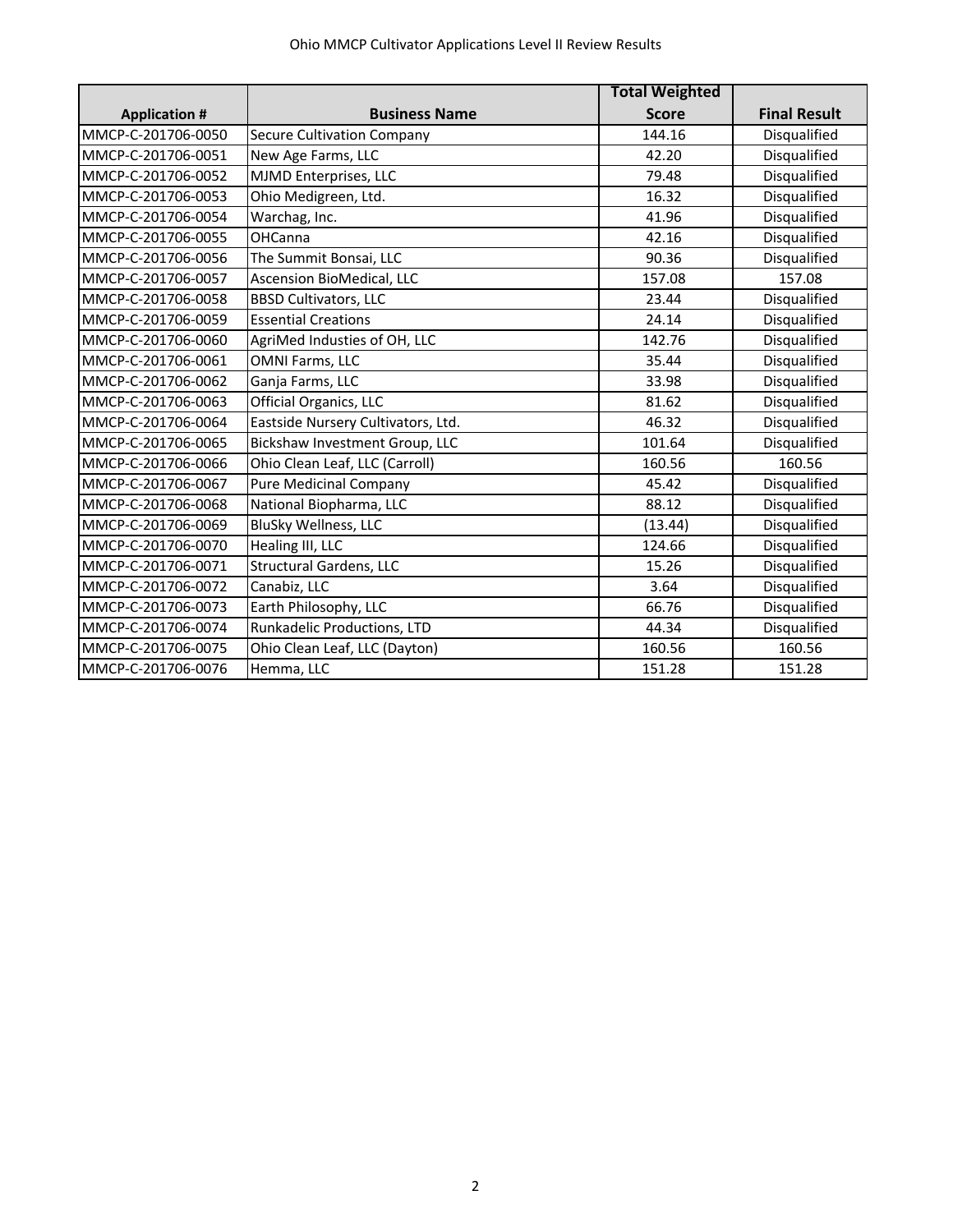Ohio MMCP Cultivator Applications Level II Review Results

| Application # | Business Name | Total Weighted Score | Final Result |
|---|---|---|---|
| MMCP-C-201706-0050 | Secure Cultivation Company | 144.16 | Disqualified |
| MMCP-C-201706-0051 | New Age Farms, LLC | 42.20 | Disqualified |
| MMCP-C-201706-0052 | MJMD Enterprises, LLC | 79.48 | Disqualified |
| MMCP-C-201706-0053 | Ohio Medigreen, Ltd. | 16.32 | Disqualified |
| MMCP-C-201706-0054 | Warchag, Inc. | 41.96 | Disqualified |
| MMCP-C-201706-0055 | OHCanna | 42.16 | Disqualified |
| MMCP-C-201706-0056 | The Summit Bonsai, LLC | 90.36 | Disqualified |
| MMCP-C-201706-0057 | Ascension BioMedical, LLC | 157.08 | 157.08 |
| MMCP-C-201706-0058 | BBSD Cultivators, LLC | 23.44 | Disqualified |
| MMCP-C-201706-0059 | Essential Creations | 24.14 | Disqualified |
| MMCP-C-201706-0060 | AgriMed Industies of OH, LLC | 142.76 | Disqualified |
| MMCP-C-201706-0061 | OMNI Farms, LLC | 35.44 | Disqualified |
| MMCP-C-201706-0062 | Ganja Farms, LLC | 33.98 | Disqualified |
| MMCP-C-201706-0063 | Official Organics, LLC | 81.62 | Disqualified |
| MMCP-C-201706-0064 | Eastside Nursery Cultivators, Ltd. | 46.32 | Disqualified |
| MMCP-C-201706-0065 | Bickshaw Investment Group, LLC | 101.64 | Disqualified |
| MMCP-C-201706-0066 | Ohio Clean Leaf, LLC (Carroll) | 160.56 | 160.56 |
| MMCP-C-201706-0067 | Pure Medicinal Company | 45.42 | Disqualified |
| MMCP-C-201706-0068 | National Biopharma, LLC | 88.12 | Disqualified |
| MMCP-C-201706-0069 | BluSky Wellness, LLC | (13.44) | Disqualified |
| MMCP-C-201706-0070 | Healing III, LLC | 124.66 | Disqualified |
| MMCP-C-201706-0071 | Structural Gardens, LLC | 15.26 | Disqualified |
| MMCP-C-201706-0072 | Canabiz, LLC | 3.64 | Disqualified |
| MMCP-C-201706-0073 | Earth Philosophy, LLC | 66.76 | Disqualified |
| MMCP-C-201706-0074 | Runkadelic Productions, LTD | 44.34 | Disqualified |
| MMCP-C-201706-0075 | Ohio Clean Leaf, LLC (Dayton) | 160.56 | 160.56 |
| MMCP-C-201706-0076 | Hemma, LLC | 151.28 | 151.28 |